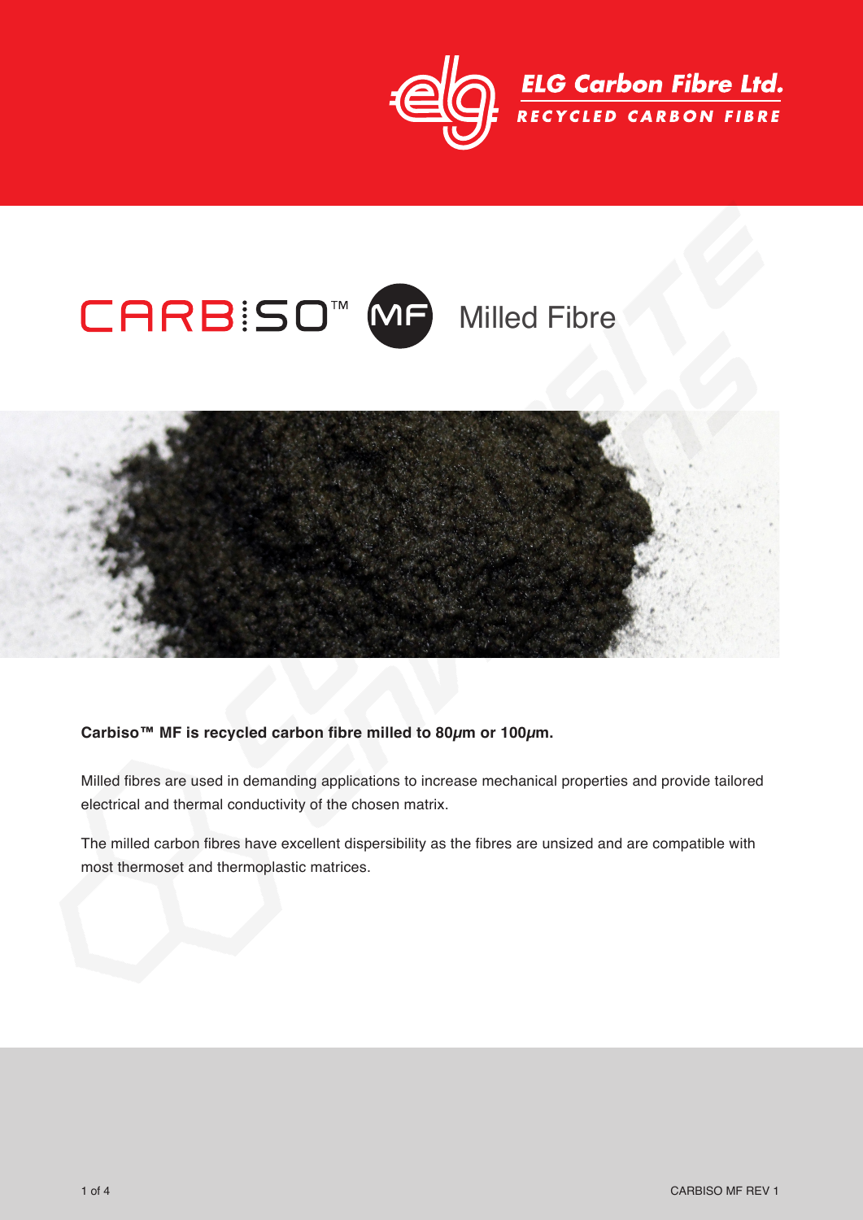ELG Carbon Fibre Ltd.

RECYCLED CARBON FIBRE

# CARBISO™ MF Milled Fibre

**Carbiso™ MF is recycled carbon fibre milled to 80μm or 100μm.**

Milled fibres are used in demanding applications to increase mechanical properties and provide tailored electrical and thermal conductivity of the chosen matrix.

The milled carbon fibres have excellent dispersibility as the fibres are unsized and are compatible with most thermoset and thermoplastic matrices.

CARBISO MF REV 1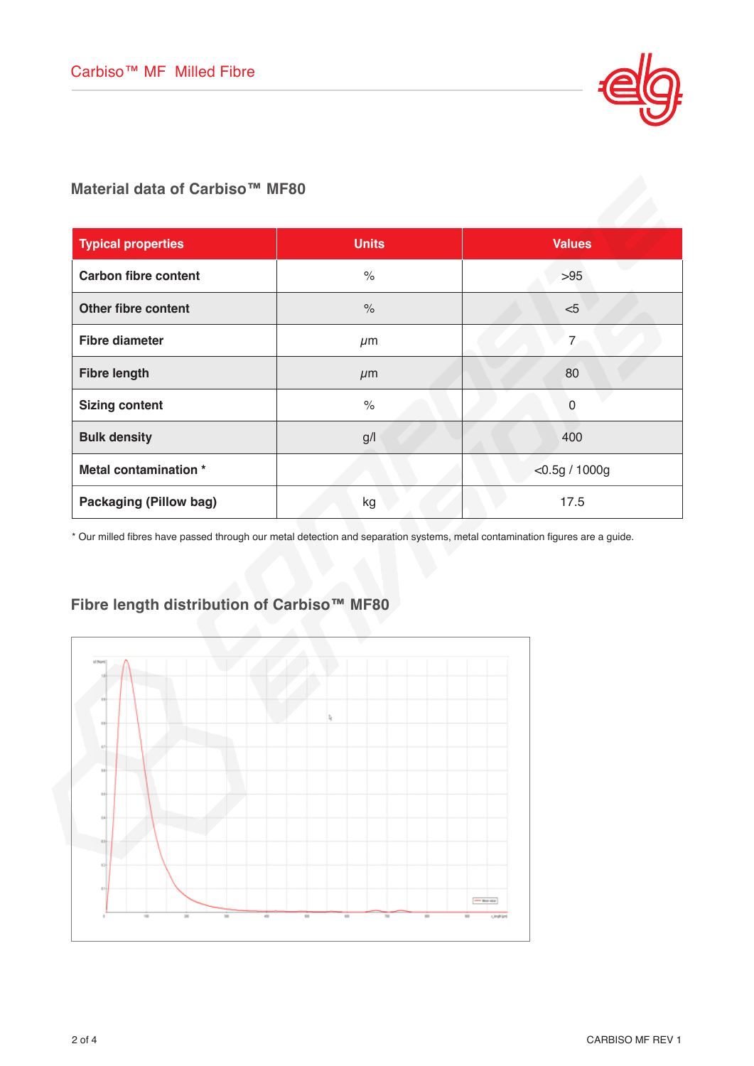## Material data of Carbiso™ MF80

| Typical properties | Units | Values |
|---|---|---|
| **Carbon fibre content** | % | >95 |
| **Other fibre content** | % | <5 |
| **Fibre diameter** | μm | 7 |
| **Fibre length** | μm | 80 |
| **Sizing content** | % | 0 |
| **Bulk density** | g/l | 400 |
| **Metal contamination *** | | <0.5g / 1000g |
| **Packaging (Pillow bag)** | kg | 17.5 |

* Our milled fibres have passed through our metal detection and separation systems, metal contamination figures are a guide.

## Fibre length distribution of Carbiso™ MF80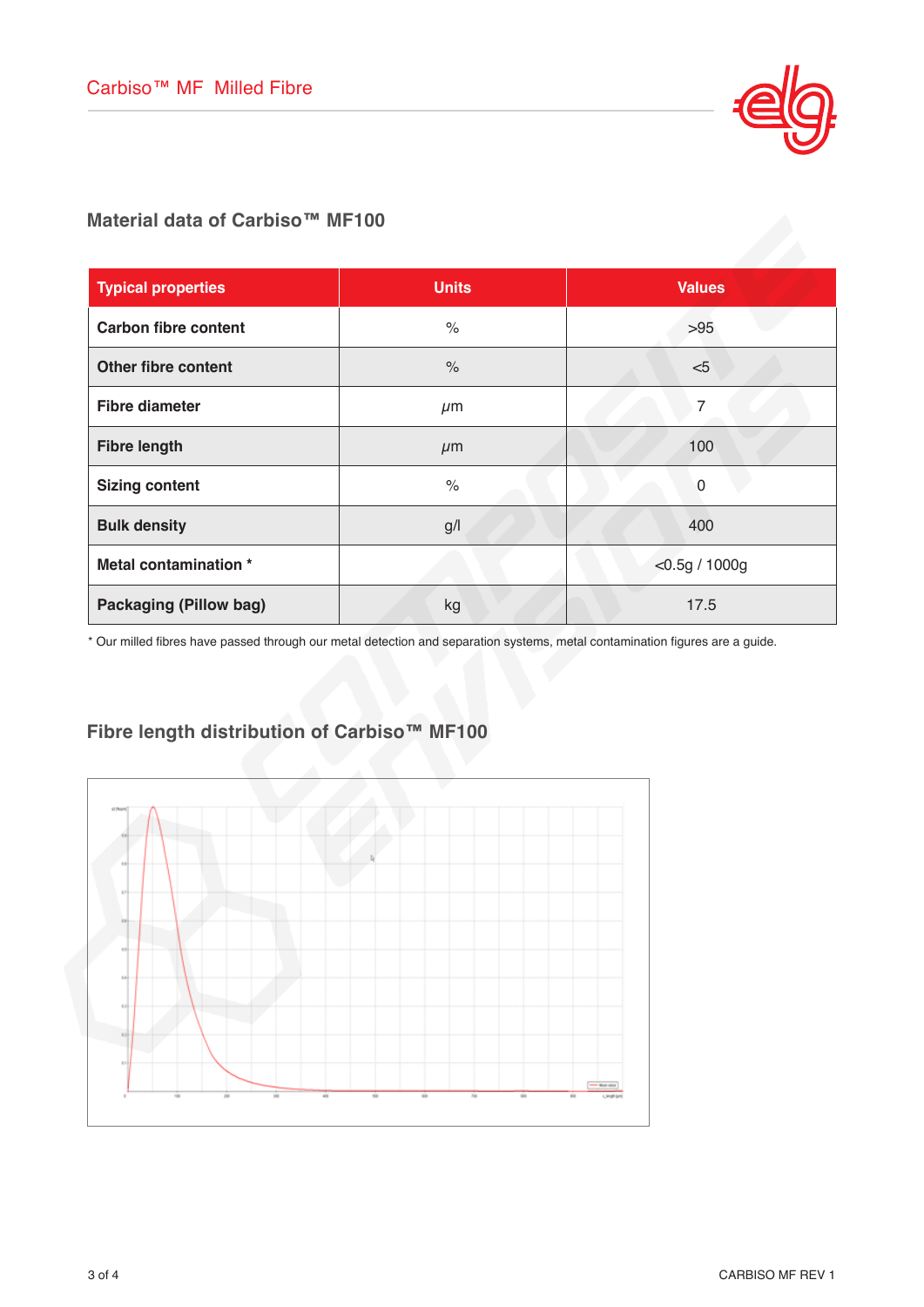## Material data of Carbiso™ MF100

| Typical properties | Units | Values |
|---|---|---|
| **Carbon fibre content** | % | >95 |
| **Other fibre content** | % | <5 |
| **Fibre diameter** | $\mu$m | 7 |
| **Fibre length** | $\mu$m | 100 |
| **Sizing content** | % | 0 |
| **Bulk density** | g/l | 400 |
| **Metal contamination *** | | <0.5g / 1000g |
| **Packaging (Pillow bag)** | kg | 17.5 |

* Our milled fibres have passed through our metal detection and separation systems, metal contamination figures are a guide.

## Fibre length distribution of Carbiso™ MF100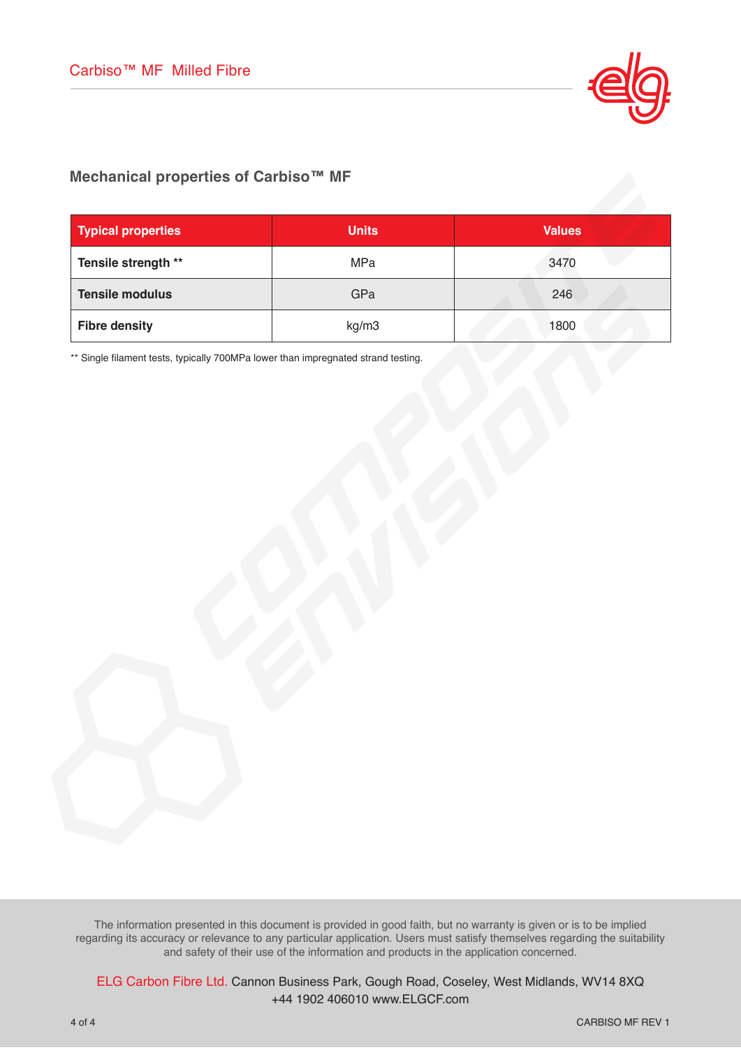## Mechanical properties of Carbiso™ MF

| Typical properties | Units | Values |
|---|---|---|
| **Tensile strength \*\*** | MPa | 3470 |
| **Tensile modulus** | GPa | 246 |
| **Fibre density** | kg/m3 | 1800 |

** Single filament tests, typically 700MPa lower than impregnated strand testing.

The information presented in this document is provided in good faith, but no warranty is given or is to be implied regarding its accuracy or relevance to any particular application. Users must satisfy themselves regarding the suitability and safety of their use of the information and products in the application concerned.

ELG Carbon Fibre Ltd. Cannon Business Park, Gough Road, Coseley, West Midlands, WV14 8XQ
+44 1902 406010 www.ELGCF.com